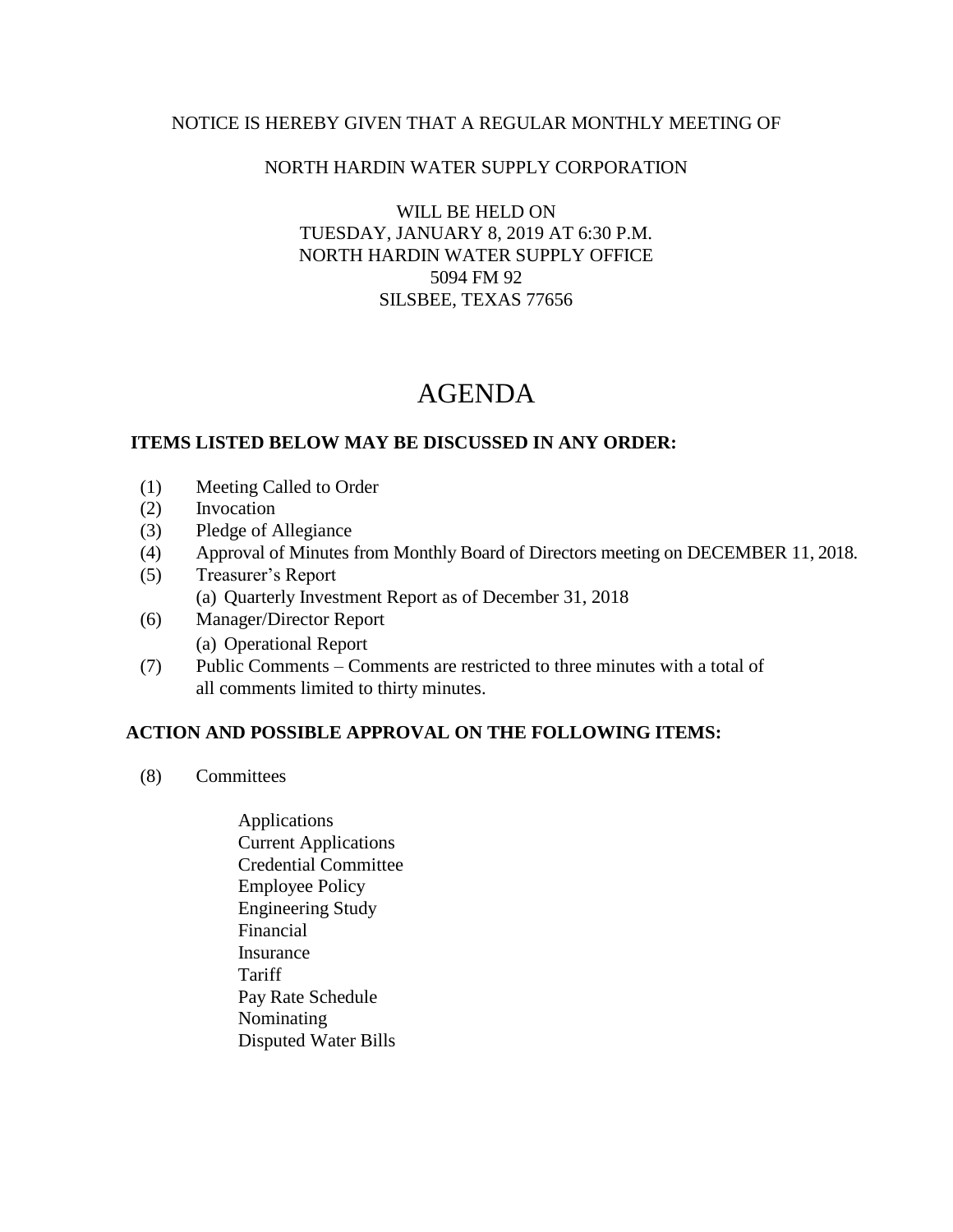NOTICE IS HEREBY GIVEN THAT A REGULAR MONTHLY MEETING OF

NORTH HARDIN WATER SUPPLY CORPORATION

WILL BE HELD ON
TUESDAY, JANUARY 8, 2019 AT 6:30 P.M.
NORTH HARDIN WATER SUPPLY OFFICE
5094 FM 92
SILSBEE, TEXAS 77656

# AGENDA

**ITEMS LISTED BELOW MAY BE DISCUSSED IN ANY ORDER:**

(1) Meeting Called to Order
(2) Invocation
(3) Pledge of Allegiance
(4) Approval of Minutes from Monthly Board of Directors meeting on DECEMBER 11, 2018.
(5) Treasurer's Report
  (a) Quarterly Investment Report as of December 31, 2018
(6) Manager/Director Report
  (a) Operational Report
(7) Public Comments – Comments are restricted to three minutes with a total of all comments limited to thirty minutes.

**ACTION AND POSSIBLE APPROVAL ON THE FOLLOWING ITEMS:**

(8) Committees

- Applications
- Current Applications
- Credential Committee
- Employee Policy
- Engineering Study
- Financial
- Insurance
- Tariff
- Pay Rate Schedule
- Nominating
- Disputed Water Bills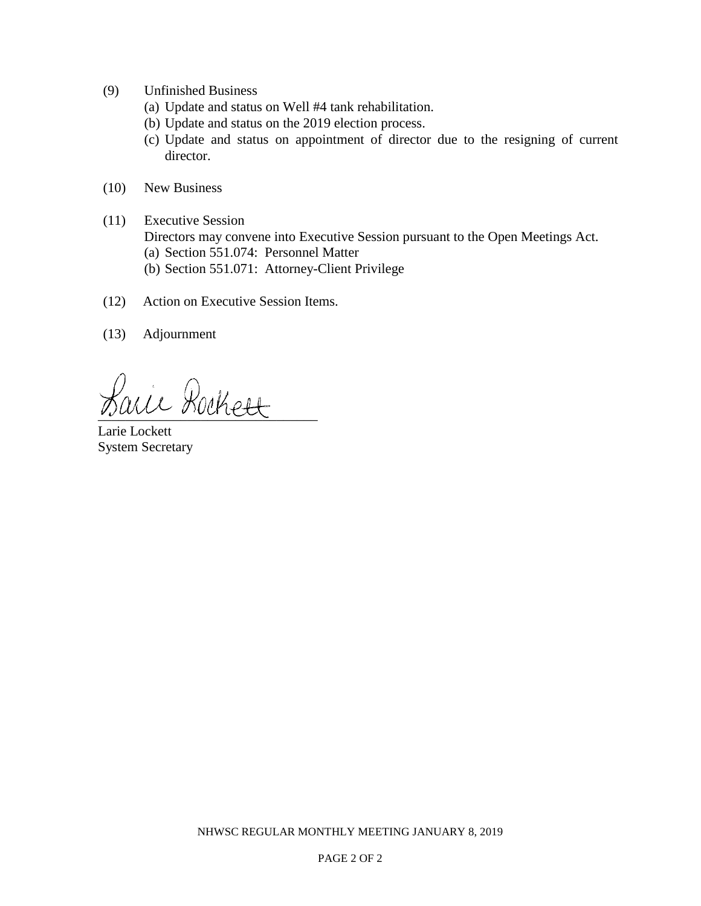(9) Unfinished Business
   (a) Update and status on Well #4 tank rehabilitation.
   (b) Update and status on the 2019 election process.
   (c) Update and status on appointment of director due to the resigning of current director.

(10) New Business

(11) Executive Session
   Directors may convene into Executive Session pursuant to the Open Meetings Act.
   (a) Section 551.074: Personnel Matter
   (b) Section 551.071: Attorney-Client Privilege

(12) Action on Executive Session Items.

(13) Adjournment

Larie Lockett
System Secretary